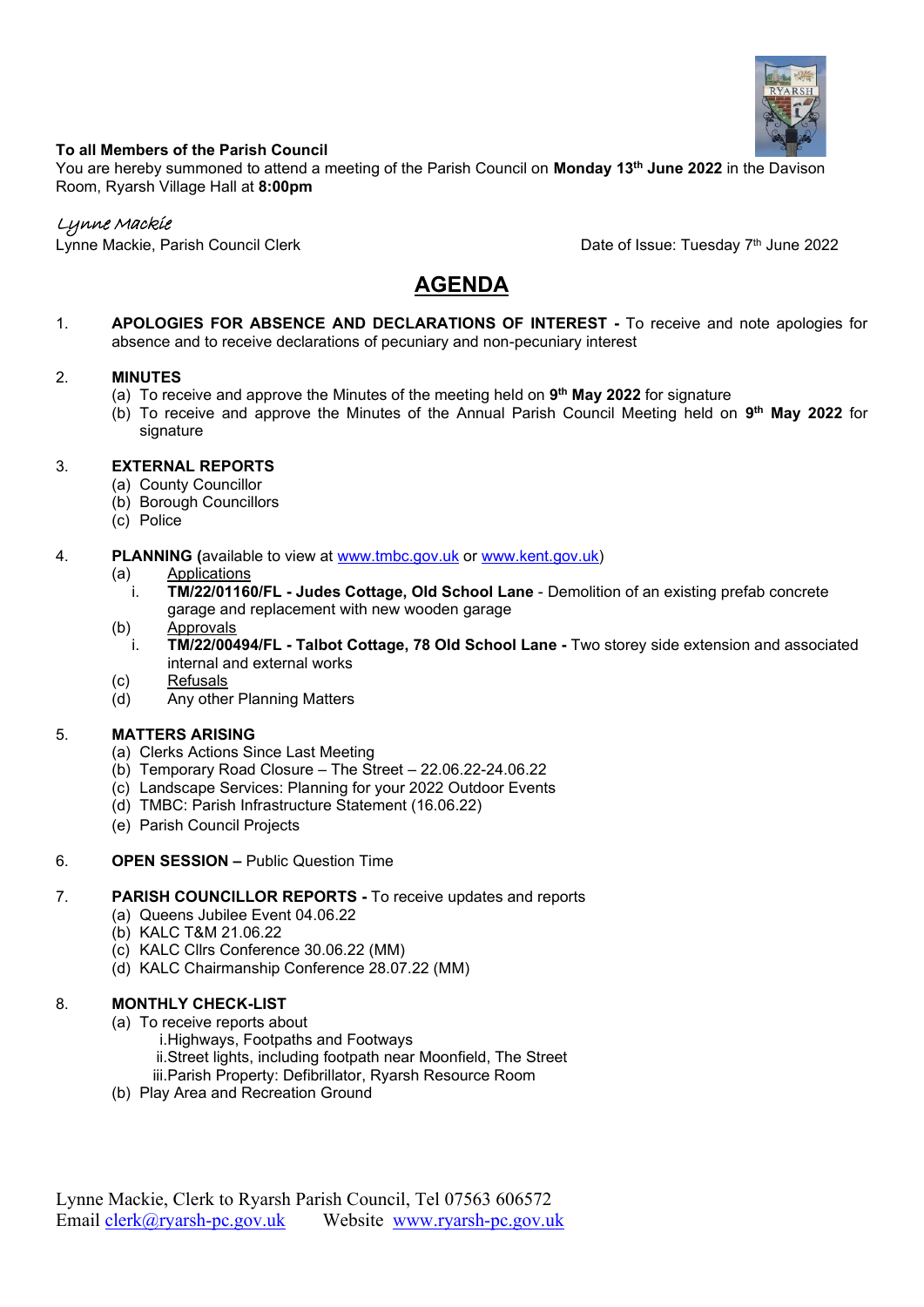**To all Members of the Parish Council**
You are hereby summoned to attend a meeting of the Parish Council on **Monday 13th June 2022** in the Davison Room, Ryarsh Village Hall at **8:00pm**

*Lynne Mackie*
Lynne Mackie, Parish Council Clerk

Date of Issue: Tuesday 7th June 2022

# AGENDA

1. **APOLOGIES FOR ABSENCE AND DECLARATIONS OF INTEREST -** To receive and note apologies for absence and to receive declarations of pecuniary and non-pecuniary interest

2. **MINUTES**
   (a) To receive and approve the Minutes of the meeting held on **9th May 2022** for signature
   (b) To receive and approve the Minutes of the Annual Parish Council Meeting held on **9th May 2022** for signature

3. **EXTERNAL REPORTS**
   (a) County Councillor
   (b) Borough Councillors
   (c) Police

4. **PLANNING (**available to view at www.tmbc.gov.uk or www.kent.gov.uk)
   (a) Applications
      i. **TM/22/01160/FL - Judes Cottage, Old School Lane** - Demolition of an existing prefab concrete garage and replacement with new wooden garage
   (b) Approvals
      i. **TM/22/00494/FL - Talbot Cottage, 78 Old School Lane -** Two storey side extension and associated internal and external works
   (c) Refusals
   (d) Any other Planning Matters

5. **MATTERS ARISING**
   (a) Clerks Actions Since Last Meeting
   (b) Temporary Road Closure – The Street – 22.06.22-24.06.22
   (c) Landscape Services: Planning for your 2022 Outdoor Events
   (d) TMBC: Parish Infrastructure Statement (16.06.22)
   (e) Parish Council Projects

6. **OPEN SESSION –** Public Question Time

7. **PARISH COUNCILLOR REPORTS -** To receive updates and reports
   (a) Queens Jubilee Event 04.06.22
   (b) KALC T&M 21.06.22
   (c) KALC Cllrs Conference 30.06.22 (MM)
   (d) KALC Chairmanship Conference 28.07.22 (MM)

8. **MONTHLY CHECK-LIST**
   (a) To receive reports about
      i. Highways, Footpaths and Footways
      ii. Street lights, including footpath near Moonfield, The Street
      iii. Parish Property: Defibrillator, Ryarsh Resource Room
   (b) Play Area and Recreation Ground

Lynne Mackie, Clerk to Ryarsh Parish Council, Tel 07563 606572
Email clerk@ryarsh-pc.gov.uk Website www.ryarsh-pc.gov.uk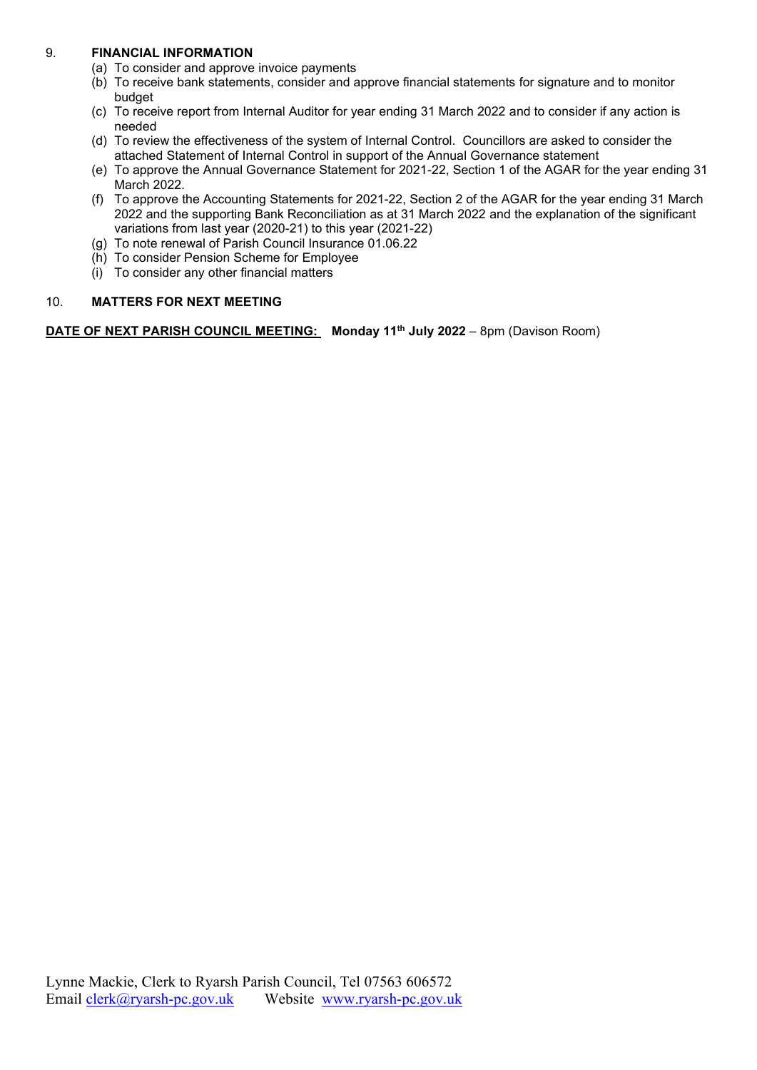9. **FINANCIAL INFORMATION**

(a) To consider and approve invoice payments
(b) To receive bank statements, consider and approve financial statements for signature and to monitor budget
(c) To receive report from Internal Auditor for year ending 31 March 2022 and to consider if any action is needed
(d) To review the effectiveness of the system of Internal Control. Councillors are asked to consider the attached Statement of Internal Control in support of the Annual Governance statement
(e) To approve the Annual Governance Statement for 2021-22, Section 1 of the AGAR for the year ending 31 March 2022.
(f) To approve the Accounting Statements for 2021-22, Section 2 of the AGAR for the year ending 31 March 2022 and the supporting Bank Reconciliation as at 31 March 2022 and the explanation of the significant variations from last year (2020-21) to this year (2021-22)
(g) To note renewal of Parish Council Insurance 01.06.22
(h) To consider Pension Scheme for Employee
(i) To consider any other financial matters

10. **MATTERS FOR NEXT MEETING**

**DATE OF NEXT PARISH COUNCIL MEETING: Monday 11th July 2022** – 8pm (Davison Room)

Lynne Mackie, Clerk to Ryarsh Parish Council, Tel 07563 606572
Email clerk@ryarsh-pc.gov.uk Website www.ryarsh-pc.gov.uk